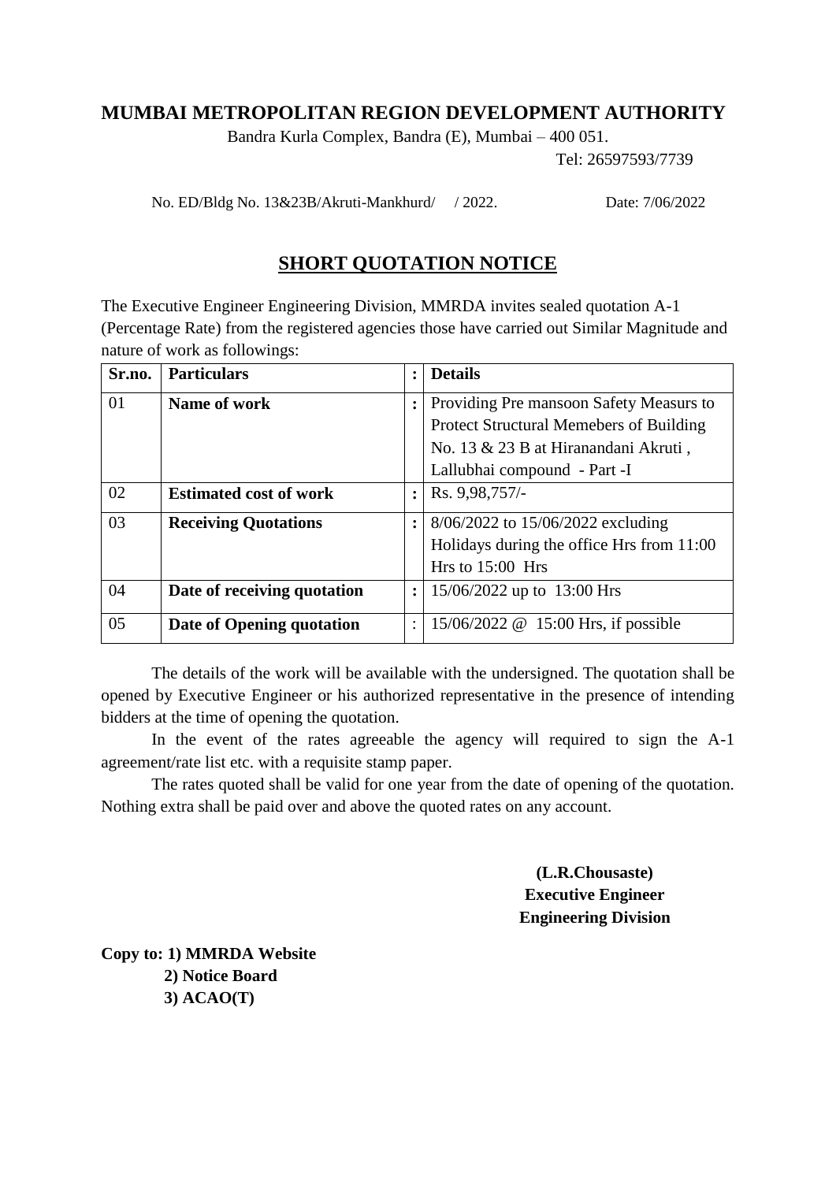# MUMBAI METROPOLITAN REGION DEVELOPMENT AUTHORITY

Bandra Kurla Complex, Bandra (E), Mumbai – 400 051.

Tel: 26597593/7739

No. ED/Bldg No. 13&23B/Akruti-Mankhurd/ / 2022. Date: 7/06/2022

## SHORT QUOTATION NOTICE

The Executive Engineer Engineering Division, MMRDA invites sealed quotation A-1 (Percentage Rate) from the registered agencies those have carried out Similar Magnitude and nature of work as followings:

| Sr.no. | Particulars | : | Details |
|---|---|---|---|
| 01 | **Name of work** | : | Providing Pre mansoon Safety Measurs to Protect Structural Memebers of Building No. 13 & 23 B at Hiranandani Akruti , Lallubhai compound - Part -I |
| 02 | **Estimated cost of work** | : | Rs. 9,98,757/- |
| 03 | **Receiving Quotations** | : | 8/06/2022 to 15/06/2022 excluding Holidays during the office Hrs from 11:00 Hrs to 15:00 Hrs |
| 04 | **Date of receiving quotation** | : | 15/06/2022 up to 13:00 Hrs |
| 05 | **Date of Opening quotation** | : | 15/06/2022 @ 15:00 Hrs, if possible |

The details of the work will be available with the undersigned. The quotation shall be opened by Executive Engineer or his authorized representative in the presence of intending bidders at the time of opening the quotation.

In the event of the rates agreeable the agency will required to sign the A-1 agreement/rate list etc. with a requisite stamp paper.

The rates quoted shall be valid for one year from the date of opening of the quotation. Nothing extra shall be paid over and above the quoted rates on any account.

**(L.R.Chousaste)**
**Executive Engineer**
**Engineering Division**

**Copy to: 1) MMRDA Website**
**2) Notice Board**
**3) ACAO(T)**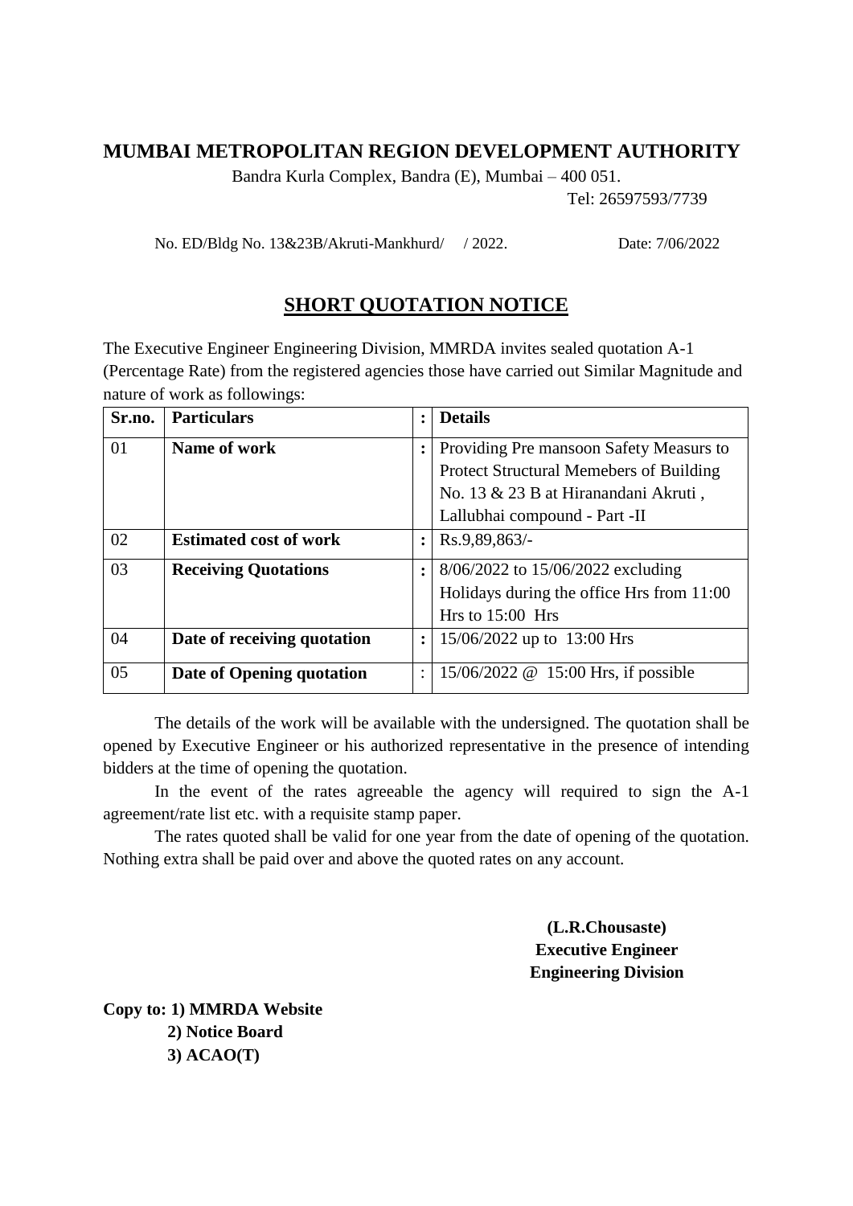# MUMBAI METROPOLITAN REGION DEVELOPMENT AUTHORITY

Bandra Kurla Complex, Bandra (E), Mumbai – 400 051.

Tel: 26597593/7739

No. ED/Bldg No. 13&23B/Akruti-Mankhurd/ / 2022. Date: 7/06/2022

## SHORT QUOTATION NOTICE

The Executive Engineer Engineering Division, MMRDA invites sealed quotation A-1 (Percentage Rate) from the registered agencies those have carried out Similar Magnitude and nature of work as followings:

| Sr.no. | Particulars | : | Details |
|---|---|---|---|
| 01 | **Name of work** | : | Providing Pre mansoon Safety Measurs to Protect Structural Memebers of Building No. 13 & 23 B at Hiranandani Akruti , Lallubhai compound - Part -II |
| 02 | **Estimated cost of work** | : | Rs.9,89,863/- |
| 03 | **Receiving Quotations** | : | 8/06/2022 to 15/06/2022 excluding Holidays during the office Hrs from 11:00 Hrs to 15:00 Hrs |
| 04 | **Date of receiving quotation** | : | 15/06/2022 up to 13:00 Hrs |
| 05 | **Date of Opening quotation** | : | 15/06/2022 @ 15:00 Hrs, if possible |

The details of the work will be available with the undersigned. The quotation shall be opened by Executive Engineer or his authorized representative in the presence of intending bidders at the time of opening the quotation.

In the event of the rates agreeable the agency will required to sign the A-1 agreement/rate list etc. with a requisite stamp paper.

The rates quoted shall be valid for one year from the date of opening of the quotation. Nothing extra shall be paid over and above the quoted rates on any account.

**(L.R.Chousaste)**
**Executive Engineer**
**Engineering Division**

**Copy to: 1) MMRDA Website**
**2) Notice Board**
**3) ACAO(T)**